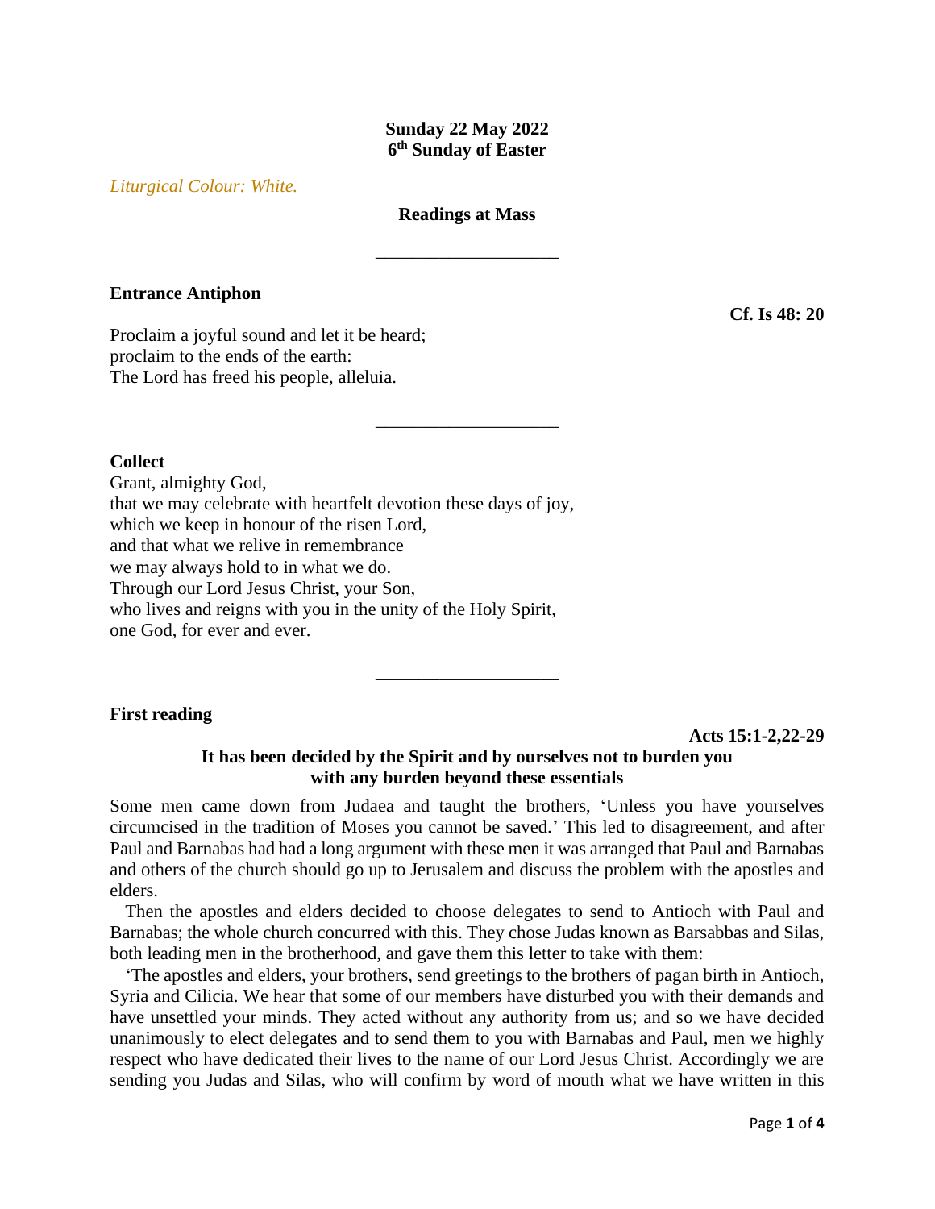**Sunday 22 May 2022**
**6th Sunday of Easter**

*Liturgical Colour: White.*

**Readings at Mass**

---

## Entrance Antiphon

**Cf. Is 48: 20**

Proclaim a joyful sound and let it be heard;
proclaim to the ends of the earth:
The Lord has freed his people, alleluia.

---

## Collect

Grant, almighty God,
that we may celebrate with heartfelt devotion these days of joy,
which we keep in honour of the risen Lord,
and that what we relive in remembrance
we may always hold to in what we do.
Through our Lord Jesus Christ, your Son,
who lives and reigns with you in the unity of the Holy Spirit,
one God, for ever and ever.

---

## First reading

**Acts 15:1-2,22-29**

**It has been decided by the Spirit and by ourselves not to burden you with any burden beyond these essentials**

Some men came down from Judaea and taught the brothers, 'Unless you have yourselves circumcised in the tradition of Moses you cannot be saved.' This led to disagreement, and after Paul and Barnabas had had a long argument with these men it was arranged that Paul and Barnabas and others of the church should go up to Jerusalem and discuss the problem with the apostles and elders.

Then the apostles and elders decided to choose delegates to send to Antioch with Paul and Barnabas; the whole church concurred with this. They chose Judas known as Barsabbas and Silas, both leading men in the brotherhood, and gave them this letter to take with them:

'The apostles and elders, your brothers, send greetings to the brothers of pagan birth in Antioch, Syria and Cilicia. We hear that some of our members have disturbed you with their demands and have unsettled your minds. They acted without any authority from us; and so we have decided unanimously to elect delegates and to send them to you with Barnabas and Paul, men we highly respect who have dedicated their lives to the name of our Lord Jesus Christ. Accordingly we are sending you Judas and Silas, who will confirm by word of mouth what we have written in this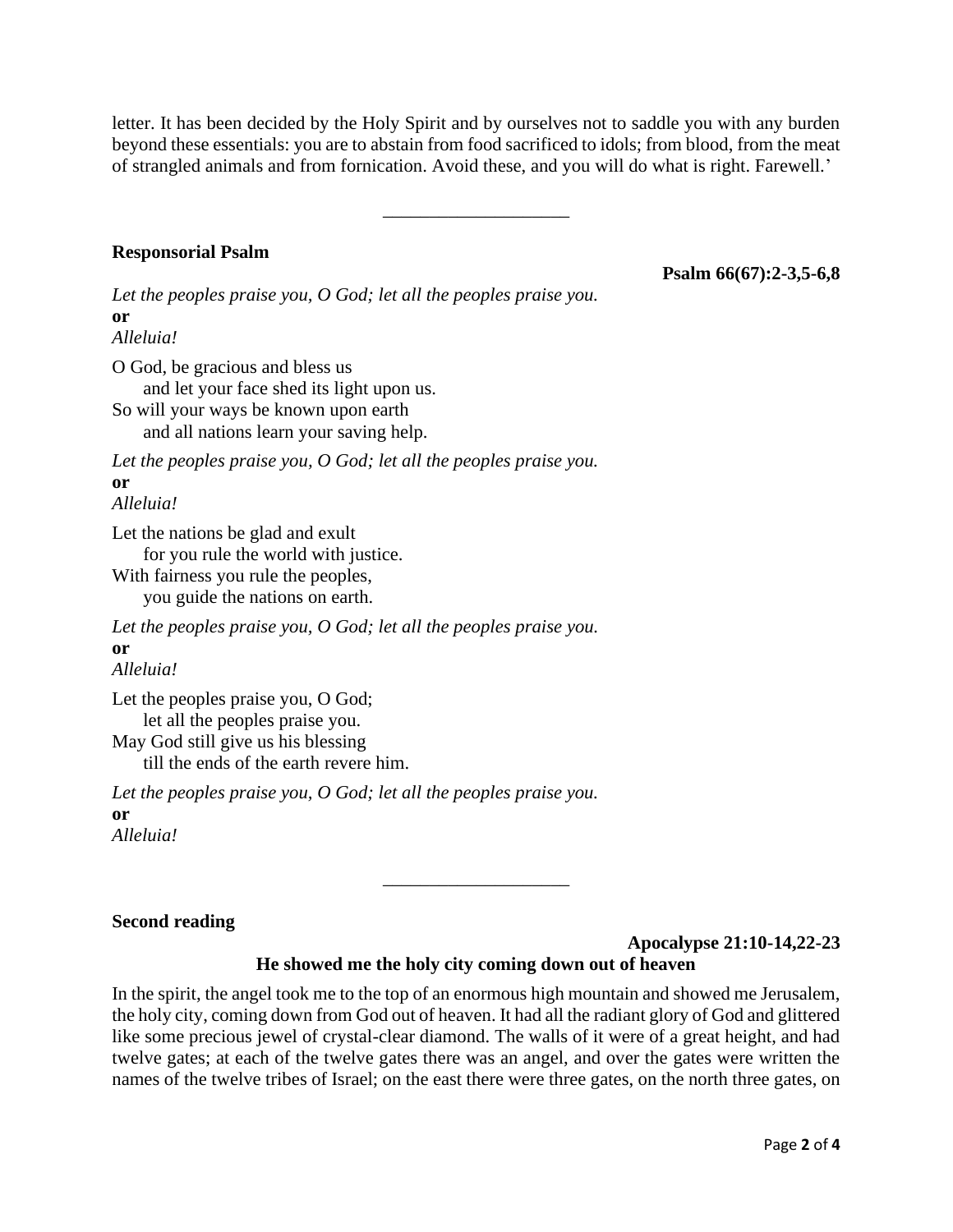letter. It has been decided by the Holy Spirit and by ourselves not to saddle you with any burden beyond these essentials: you are to abstain from food sacrificed to idols; from blood, from the meat of strangled animals and from fornication. Avoid these, and you will do what is right. Farewell.'

---

**Responsorial Psalm**

**Psalm 66(67):2-3,5-6,8**

*Let the peoples praise you, O God; let all the peoples praise you.*
**or**
*Alleluia!*

O God, be gracious and bless us
  and let your face shed its light upon us.
So will your ways be known upon earth
  and all nations learn your saving help.

*Let the peoples praise you, O God; let all the peoples praise you.*
**or**
*Alleluia!*

Let the nations be glad and exult
  for you rule the world with justice.
With fairness you rule the peoples,
  you guide the nations on earth.

*Let the peoples praise you, O God; let all the peoples praise you.*
**or**
*Alleluia!*

Let the peoples praise you, O God;
  let all the peoples praise you.
May God still give us his blessing
  till the ends of the earth revere him.

*Let the peoples praise you, O God; let all the peoples praise you.*
**or**
*Alleluia!*

---

**Second reading**

**Apocalypse 21:10-14,22-23**

**He showed me the holy city coming down out of heaven**

In the spirit, the angel took me to the top of an enormous high mountain and showed me Jerusalem, the holy city, coming down from God out of heaven. It had all the radiant glory of God and glittered like some precious jewel of crystal-clear diamond. The walls of it were of a great height, and had twelve gates; at each of the twelve gates there was an angel, and over the gates were written the names of the twelve tribes of Israel; on the east there were three gates, on the north three gates, on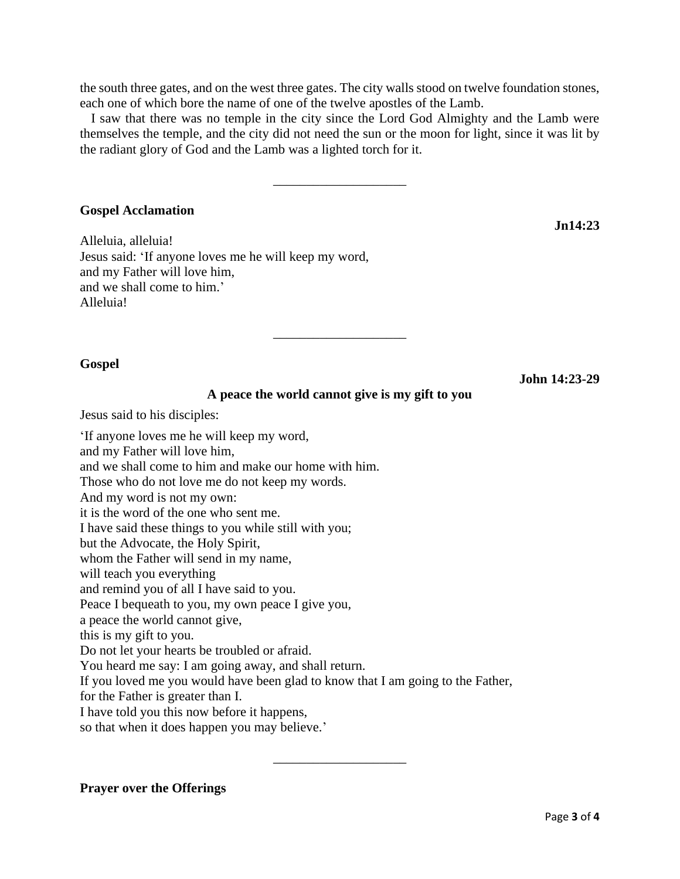the south three gates, and on the west three gates. The city walls stood on twelve foundation stones, each one of which bore the name of one of the twelve apostles of the Lamb.

I saw that there was no temple in the city since the Lord God Almighty and the Lamb were themselves the temple, and the city did not need the sun or the moon for light, since it was lit by the radiant glory of God and the Lamb was a lighted torch for it.

____________________

**Gospel Acclamation**

**Jn14:23**

Alleluia, alleluia!
Jesus said: 'If anyone loves me he will keep my word,
and my Father will love him,
and we shall come to him.'
Alleluia!

____________________

**Gospel**

**John 14:23-29**

**A peace the world cannot give is my gift to you**

Jesus said to his disciples:

'If anyone loves me he will keep my word,
and my Father will love him,
and we shall come to him and make our home with him.
Those who do not love me do not keep my words.
And my word is not my own:
it is the word of the one who sent me.
I have said these things to you while still with you;
but the Advocate, the Holy Spirit,
whom the Father will send in my name,
will teach you everything
and remind you of all I have said to you.
Peace I bequeath to you, my own peace I give you,
a peace the world cannot give,
this is my gift to you.
Do not let your hearts be troubled or afraid.
You heard me say: I am going away, and shall return.
If you loved me you would have been glad to know that I am going to the Father,
for the Father is greater than I.
I have told you this now before it happens,
so that when it does happen you may believe.'

____________________

**Prayer over the Offerings**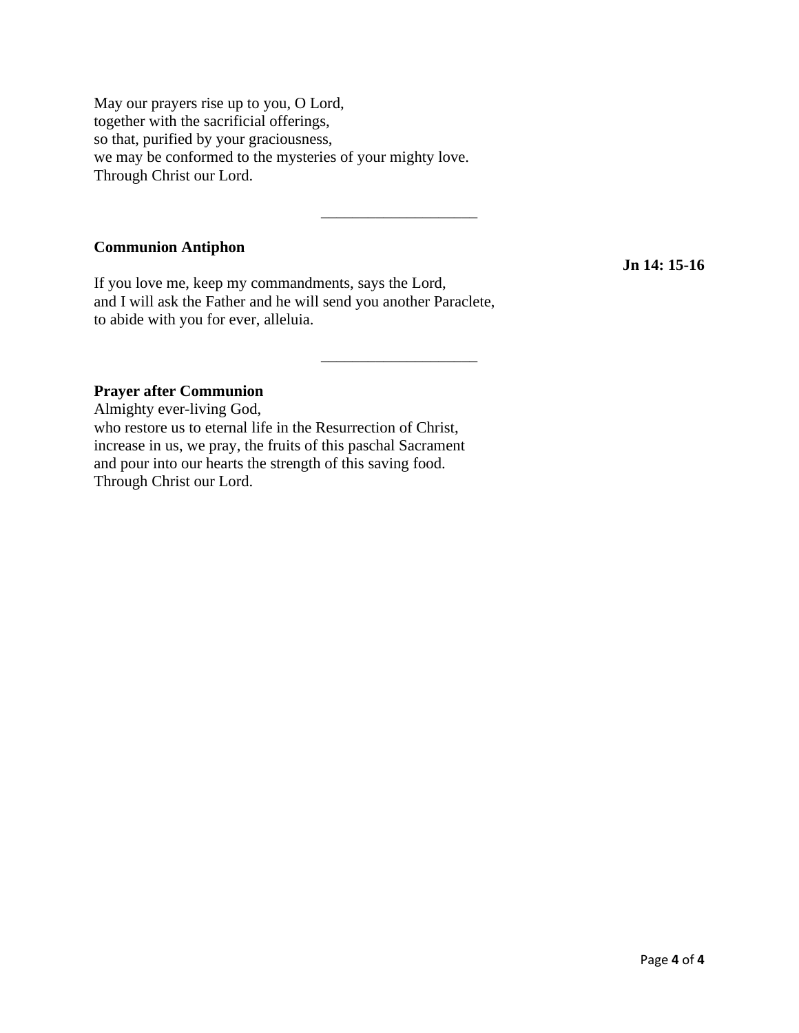May our prayers rise up to you, O Lord,
together with the sacrificial offerings,
so that, purified by your graciousness,
we may be conformed to the mysteries of your mighty love.
Through Christ our Lord.

---

**Communion Antiphon**

**Jn 14: 15-16**

If you love me, keep my commandments, says the Lord,
and I will ask the Father and he will send you another Paraclete,
to abide with you for ever, alleluia.

---

**Prayer after Communion**

Almighty ever-living God,
who restore us to eternal life in the Resurrection of Christ,
increase in us, we pray, the fruits of this paschal Sacrament
and pour into our hearts the strength of this saving food.
Through Christ our Lord.